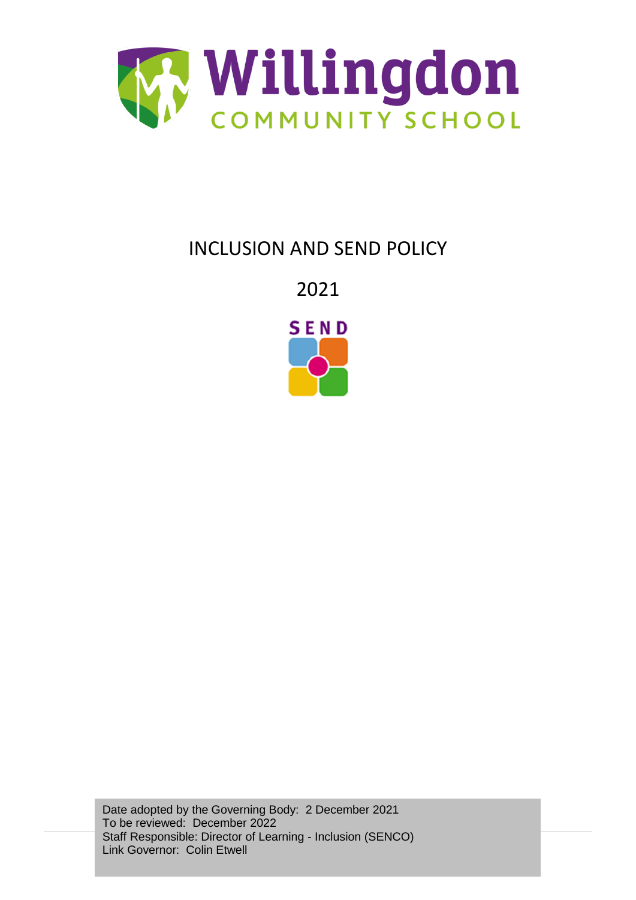# Willingdon

COMMUNITY SCHOOL

## INCLUSION AND SEND POLICY

## 2021

SEND

Date adopted by the Governing Body: 2 December 2021
To be reviewed: December 2022
Staff Responsible: Director of Learning - Inclusion (SENCO)
Link Governor: Colin Etwell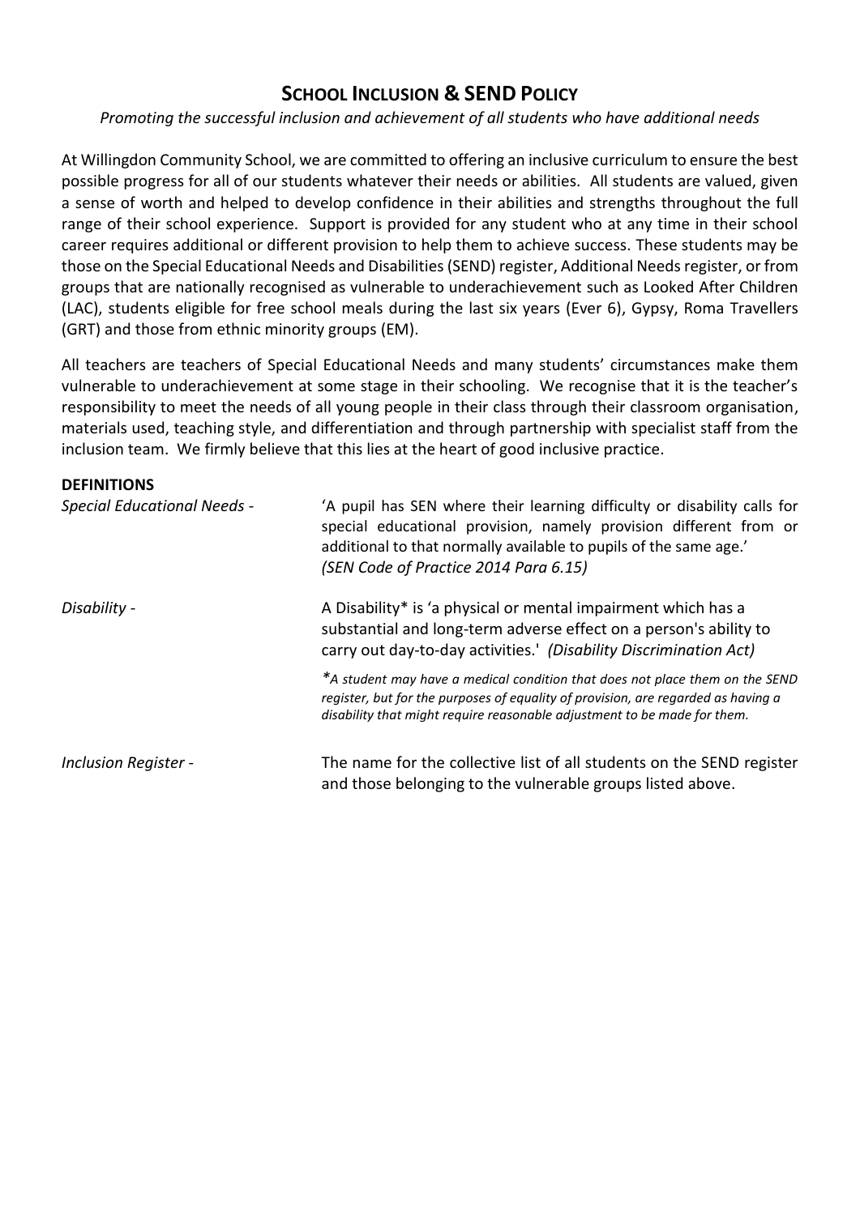# SCHOOL INCLUSION & SEND POLICY

*Promoting the successful inclusion and achievement of all students who have additional needs*

At Willingdon Community School, we are committed to offering an inclusive curriculum to ensure the best possible progress for all of our students whatever their needs or abilities. All students are valued, given a sense of worth and helped to develop confidence in their abilities and strengths throughout the full range of their school experience. Support is provided for any student who at any time in their school career requires additional or different provision to help them to achieve success. These students may be those on the Special Educational Needs and Disabilities (SEND) register, Additional Needs register, or from groups that are nationally recognised as vulnerable to underachievement such as Looked After Children (LAC), students eligible for free school meals during the last six years (Ever 6), Gypsy, Roma Travellers (GRT) and those from ethnic minority groups (EM).

All teachers are teachers of Special Educational Needs and many students' circumstances make them vulnerable to underachievement at some stage in their schooling. We recognise that it is the teacher's responsibility to meet the needs of all young people in their class through their classroom organisation, materials used, teaching style, and differentiation and through partnership with specialist staff from the inclusion team. We firmly believe that this lies at the heart of good inclusive practice.

**DEFINITIONS**

*Special Educational Needs* - 'A pupil has SEN where their learning difficulty or disability calls for special educational provision, namely provision different from or additional to that normally available to pupils of the same age.' *(SEN Code of Practice 2014 Para 6.15)*

*Disability* - A Disability* is 'a physical or mental impairment which has a substantial and long-term adverse effect on a person's ability to carry out day-to-day activities.' *(Disability Discrimination Act)*

*\*A student may have a medical condition that does not place them on the SEND register, but for the purposes of equality of provision, are regarded as having a disability that might require reasonable adjustment to be made for them.*

*Inclusion Register* - The name for the collective list of all students on the SEND register and those belonging to the vulnerable groups listed above.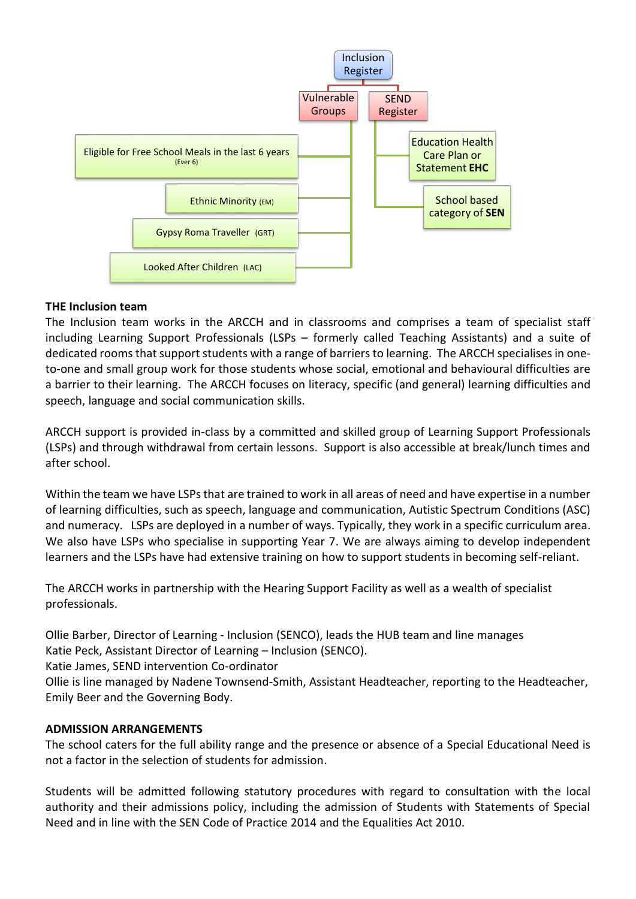- Inclusion Register
  - Vulnerable Groups
    - Eligible for Free School Meals in the last 6 years (Ever 6)
    - Ethnic Minority (EM)
    - Gypsy Roma Traveller (GRT)
    - Looked After Children (LAC)
  - SEND Register
    - Education Health Care Plan or Statement **EHC**
    - School based category of **SEN**

**THE Inclusion team**

The Inclusion team works in the ARCCH and in classrooms and comprises a team of specialist staff including Learning Support Professionals (LSPs – formerly called Teaching Assistants) and a suite of dedicated rooms that support students with a range of barriers to learning. The ARCCH specialises in one-to-one and small group work for those students whose social, emotional and behavioural difficulties are a barrier to their learning. The ARCCH focuses on literacy, specific (and general) learning difficulties and speech, language and social communication skills.

ARCCH support is provided in-class by a committed and skilled group of Learning Support Professionals (LSPs) and through withdrawal from certain lessons. Support is also accessible at break/lunch times and after school.

Within the team we have LSPs that are trained to work in all areas of need and have expertise in a number of learning difficulties, such as speech, language and communication, Autistic Spectrum Conditions (ASC) and numeracy. LSPs are deployed in a number of ways. Typically, they work in a specific curriculum area. We also have LSPs who specialise in supporting Year 7. We are always aiming to develop independent learners and the LSPs have had extensive training on how to support students in becoming self-reliant.

The ARCCH works in partnership with the Hearing Support Facility as well as a wealth of specialist professionals.

Ollie Barber, Director of Learning - Inclusion (SENCO), leads the HUB team and line manages
Katie Peck, Assistant Director of Learning – Inclusion (SENCO).
Katie James, SEND intervention Co-ordinator
Ollie is line managed by Nadene Townsend-Smith, Assistant Headteacher, reporting to the Headteacher, Emily Beer and the Governing Body.

**ADMISSION ARRANGEMENTS**

The school caters for the full ability range and the presence or absence of a Special Educational Need is not a factor in the selection of students for admission.

Students will be admitted following statutory procedures with regard to consultation with the local authority and their admissions policy, including the admission of Students with Statements of Special Need and in line with the SEN Code of Practice 2014 and the Equalities Act 2010.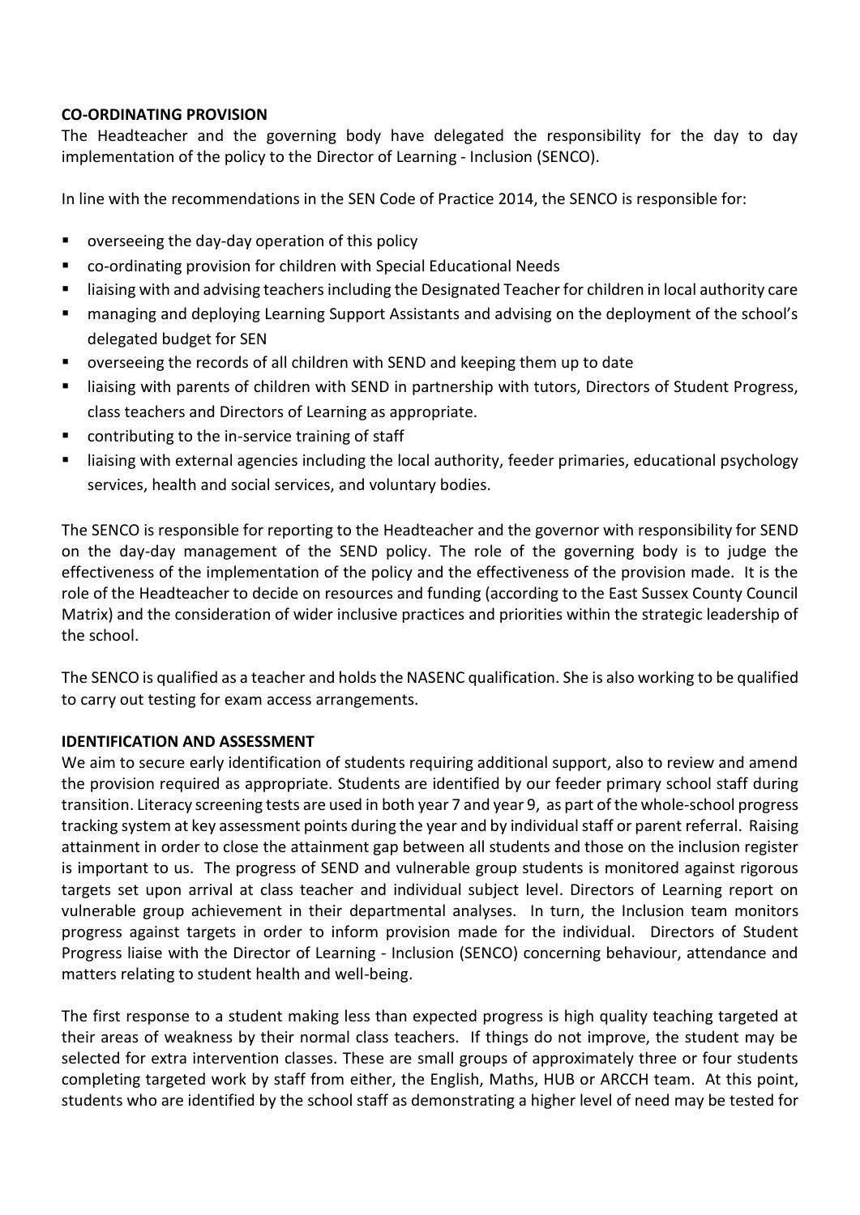**CO-ORDINATING PROVISION**

The Headteacher and the governing body have delegated the responsibility for the day to day implementation of the policy to the Director of Learning - Inclusion (SENCO).

In line with the recommendations in the SEN Code of Practice 2014, the SENCO is responsible for:

- overseeing the day-day operation of this policy
- co-ordinating provision for children with Special Educational Needs
- liaising with and advising teachers including the Designated Teacher for children in local authority care
- managing and deploying Learning Support Assistants and advising on the deployment of the school's delegated budget for SEN
- overseeing the records of all children with SEND and keeping them up to date
- liaising with parents of children with SEND in partnership with tutors, Directors of Student Progress, class teachers and Directors of Learning as appropriate.
- contributing to the in-service training of staff
- liaising with external agencies including the local authority, feeder primaries, educational psychology services, health and social services, and voluntary bodies.

The SENCO is responsible for reporting to the Headteacher and the governor with responsibility for SEND on the day-day management of the SEND policy. The role of the governing body is to judge the effectiveness of the implementation of the policy and the effectiveness of the provision made. It is the role of the Headteacher to decide on resources and funding (according to the East Sussex County Council Matrix) and the consideration of wider inclusive practices and priorities within the strategic leadership of the school.

The SENCO is qualified as a teacher and holds the NASENC qualification. She is also working to be qualified to carry out testing for exam access arrangements.

**IDENTIFICATION AND ASSESSMENT**

We aim to secure early identification of students requiring additional support, also to review and amend the provision required as appropriate. Students are identified by our feeder primary school staff during transition. Literacy screening tests are used in both year 7 and year 9, as part of the whole-school progress tracking system at key assessment points during the year and by individual staff or parent referral. Raising attainment in order to close the attainment gap between all students and those on the inclusion register is important to us. The progress of SEND and vulnerable group students is monitored against rigorous targets set upon arrival at class teacher and individual subject level. Directors of Learning report on vulnerable group achievement in their departmental analyses. In turn, the Inclusion team monitors progress against targets in order to inform provision made for the individual. Directors of Student Progress liaise with the Director of Learning - Inclusion (SENCO) concerning behaviour, attendance and matters relating to student health and well-being.

The first response to a student making less than expected progress is high quality teaching targeted at their areas of weakness by their normal class teachers. If things do not improve, the student may be selected for extra intervention classes. These are small groups of approximately three or four students completing targeted work by staff from either, the English, Maths, HUB or ARCCH team. At this point, students who are identified by the school staff as demonstrating a higher level of need may be tested for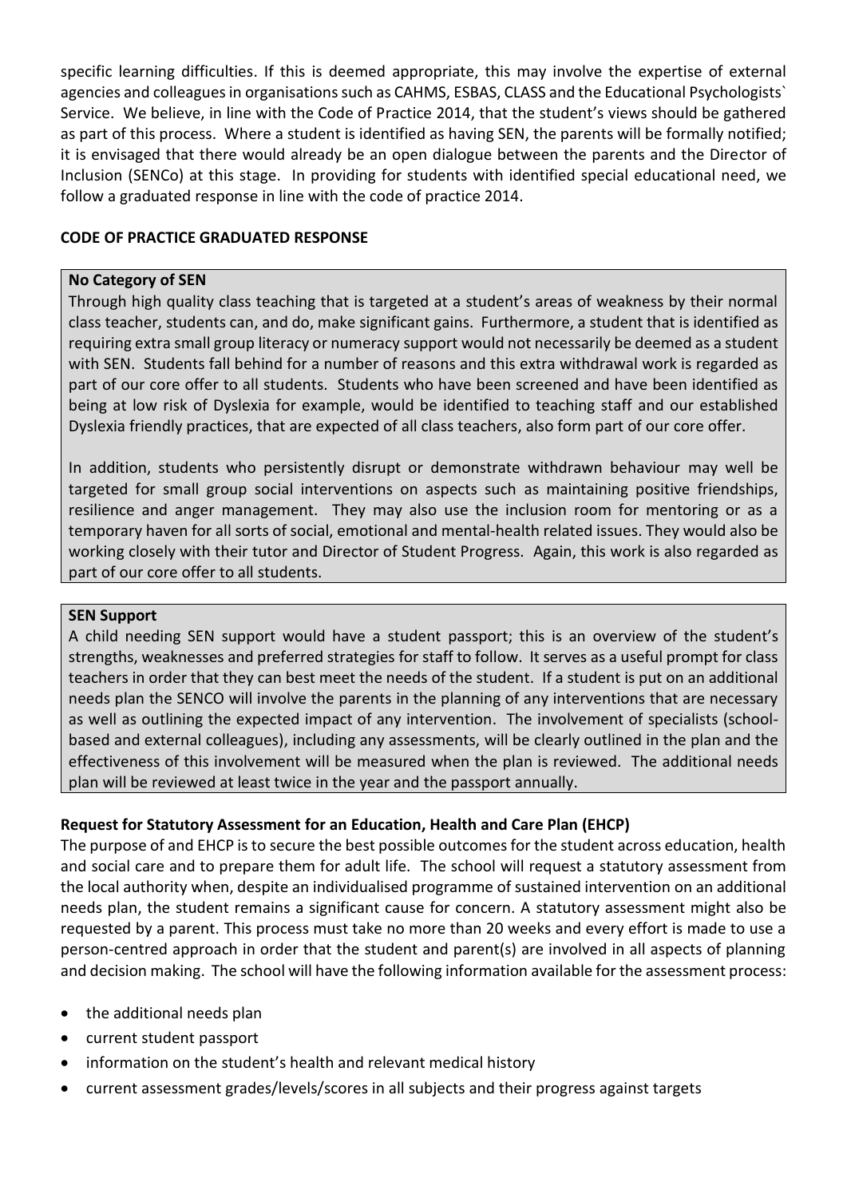specific learning difficulties. If this is deemed appropriate, this may involve the expertise of external agencies and colleagues in organisations such as CAHMS, ESBAS, CLASS and the Educational Psychologists` Service. We believe, in line with the Code of Practice 2014, that the student's views should be gathered as part of this process. Where a student is identified as having SEN, the parents will be formally notified; it is envisaged that there would already be an open dialogue between the parents and the Director of Inclusion (SENCo) at this stage. In providing for students with identified special educational need, we follow a graduated response in line with the code of practice 2014.

**CODE OF PRACTICE GRADUATED RESPONSE**

**No Category of SEN**

Through high quality class teaching that is targeted at a student's areas of weakness by their normal class teacher, students can, and do, make significant gains. Furthermore, a student that is identified as requiring extra small group literacy or numeracy support would not necessarily be deemed as a student with SEN. Students fall behind for a number of reasons and this extra withdrawal work is regarded as part of our core offer to all students. Students who have been screened and have been identified as being at low risk of Dyslexia for example, would be identified to teaching staff and our established Dyslexia friendly practices, that are expected of all class teachers, also form part of our core offer.

In addition, students who persistently disrupt or demonstrate withdrawn behaviour may well be targeted for small group social interventions on aspects such as maintaining positive friendships, resilience and anger management. They may also use the inclusion room for mentoring or as a temporary haven for all sorts of social, emotional and mental-health related issues. They would also be working closely with their tutor and Director of Student Progress. Again, this work is also regarded as part of our core offer to all students.

**SEN Support**

A child needing SEN support would have a student passport; this is an overview of the student's strengths, weaknesses and preferred strategies for staff to follow. It serves as a useful prompt for class teachers in order that they can best meet the needs of the student. If a student is put on an additional needs plan the SENCO will involve the parents in the planning of any interventions that are necessary as well as outlining the expected impact of any intervention. The involvement of specialists (school-based and external colleagues), including any assessments, will be clearly outlined in the plan and the effectiveness of this involvement will be measured when the plan is reviewed. The additional needs plan will be reviewed at least twice in the year and the passport annually.

**Request for Statutory Assessment for an Education, Health and Care Plan (EHCP)**

The purpose of and EHCP is to secure the best possible outcomes for the student across education, health and social care and to prepare them for adult life. The school will request a statutory assessment from the local authority when, despite an individualised programme of sustained intervention on an additional needs plan, the student remains a significant cause for concern. A statutory assessment might also be requested by a parent. This process must take no more than 20 weeks and every effort is made to use a person-centred approach in order that the student and parent(s) are involved in all aspects of planning and decision making. The school will have the following information available for the assessment process:

- the additional needs plan
- current student passport
- information on the student's health and relevant medical history
- current assessment grades/levels/scores in all subjects and their progress against targets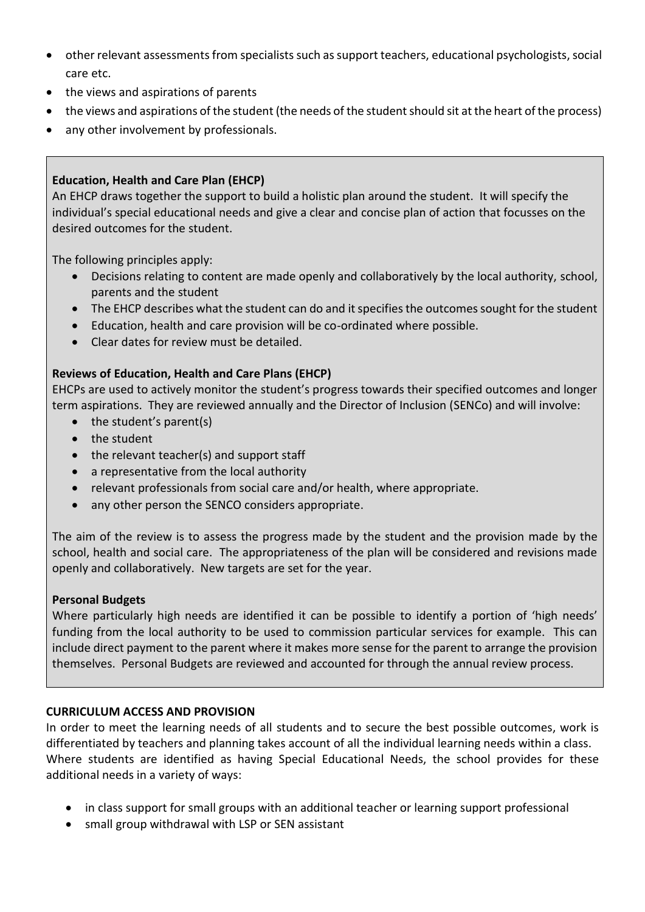- other relevant assessments from specialists such as support teachers, educational psychologists, social care etc.
- the views and aspirations of parents
- the views and aspirations of the student (the needs of the student should sit at the heart of the process)
- any other involvement by professionals.

**Education, Health and Care Plan (EHCP)**

An EHCP draws together the support to build a holistic plan around the student. It will specify the individual's special educational needs and give a clear and concise plan of action that focusses on the desired outcomes for the student.

The following principles apply:

- Decisions relating to content are made openly and collaboratively by the local authority, school, parents and the student
- The EHCP describes what the student can do and it specifies the outcomes sought for the student
- Education, health and care provision will be co-ordinated where possible.
- Clear dates for review must be detailed.

**Reviews of Education, Health and Care Plans (EHCP)**

EHCPs are used to actively monitor the student's progress towards their specified outcomes and longer term aspirations. They are reviewed annually and the Director of Inclusion (SENCo) and will involve:

- the student's parent(s)
- the student
- the relevant teacher(s) and support staff
- a representative from the local authority
- relevant professionals from social care and/or health, where appropriate.
- any other person the SENCO considers appropriate.

The aim of the review is to assess the progress made by the student and the provision made by the school, health and social care. The appropriateness of the plan will be considered and revisions made openly and collaboratively. New targets are set for the year.

**Personal Budgets**

Where particularly high needs are identified it can be possible to identify a portion of 'high needs' funding from the local authority to be used to commission particular services for example. This can include direct payment to the parent where it makes more sense for the parent to arrange the provision themselves. Personal Budgets are reviewed and accounted for through the annual review process.

**CURRICULUM ACCESS AND PROVISION**

In order to meet the learning needs of all students and to secure the best possible outcomes, work is differentiated by teachers and planning takes account of all the individual learning needs within a class. Where students are identified as having Special Educational Needs, the school provides for these additional needs in a variety of ways:

- in class support for small groups with an additional teacher or learning support professional
- small group withdrawal with LSP or SEN assistant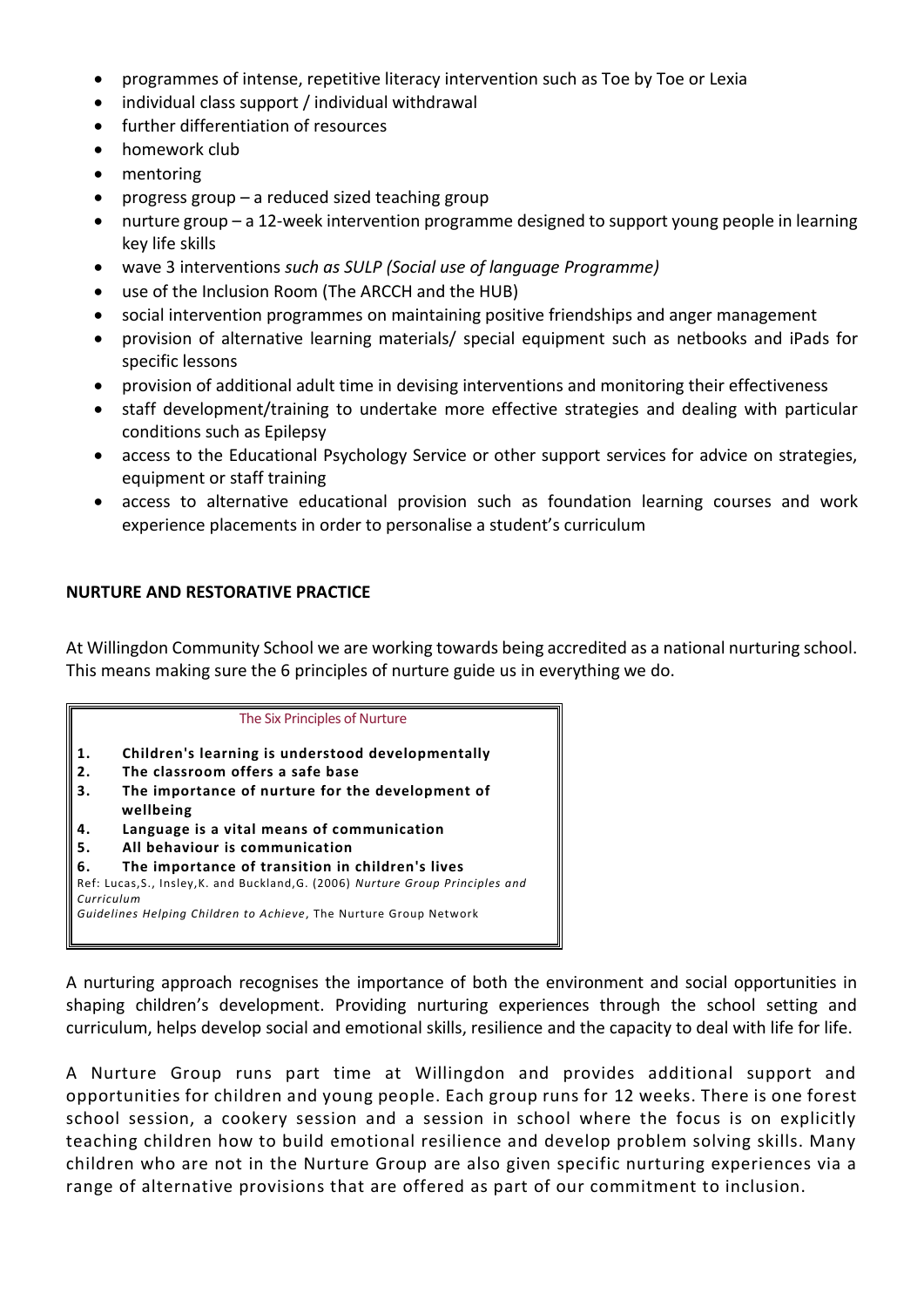- programmes of intense, repetitive literacy intervention such as Toe by Toe or Lexia
- individual class support / individual withdrawal
- further differentiation of resources
- homework club
- mentoring
- progress group – a reduced sized teaching group
- nurture group – a 12-week intervention programme designed to support young people in learning key life skills
- wave 3 interventions *such as SULP (Social use of language Programme)*
- use of the Inclusion Room (The ARCCH and the HUB)
- social intervention programmes on maintaining positive friendships and anger management
- provision of alternative learning materials/ special equipment such as netbooks and iPads for specific lessons
- provision of additional adult time in devising interventions and monitoring their effectiveness
- staff development/training to undertake more effective strategies and dealing with particular conditions such as Epilepsy
- access to the Educational Psychology Service or other support services for advice on strategies, equipment or staff training
- access to alternative educational provision such as foundation learning courses and work experience placements in order to personalise a student's curriculum

## NURTURE AND RESTORATIVE PRACTICE

At Willingdon Community School we are working towards being accredited as a national nurturing school. This means making sure the 6 principles of nurture guide us in everything we do.

The Six Principles of Nurture

1. **Children's learning is understood developmentally**
2. **The classroom offers a safe base**
3. **The importance of nurture for the development of wellbeing**
4. **Language is a vital means of communication**
5. **All behaviour is communication**
6. **The importance of transition in children's lives**

Ref: Lucas,S., Insley,K. and Buckland,G. (2006) *Nurture Group Principles and Curriculum Guidelines Helping Children to Achieve*, The Nurture Group Network

A nurturing approach recognises the importance of both the environment and social opportunities in shaping children's development. Providing nurturing experiences through the school setting and curriculum, helps develop social and emotional skills, resilience and the capacity to deal with life for life.

A Nurture Group runs part time at Willingdon and provides additional support and opportunities for children and young people. Each group runs for 12 weeks. There is one forest school session, a cookery session and a session in school where the focus is on explicitly teaching children how to build emotional resilience and develop problem solving skills. Many children who are not in the Nurture Group are also given specific nurturing experiences via a range of alternative provisions that are offered as part of our commitment to inclusion.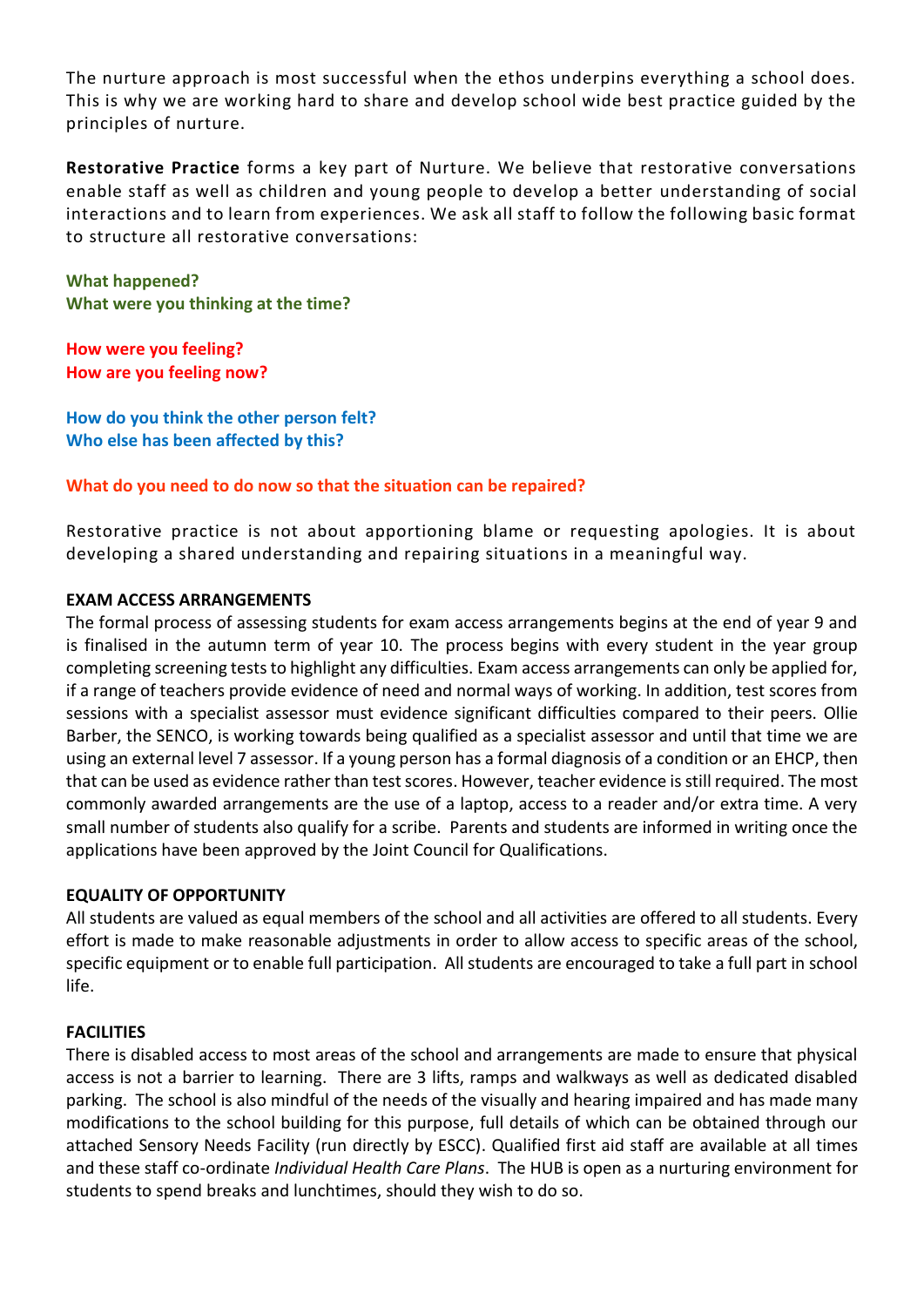The nurture approach is most successful when the ethos underpins everything a school does. This is why we are working hard to share and develop school wide best practice guided by the principles of nurture.

**Restorative Practice** forms a key part of Nurture. We believe that restorative conversations enable staff as well as children and young people to develop a better understanding of social interactions and to learn from experiences. We ask all staff to follow the following basic format to structure all restorative conversations:

**What happened?**
**What were you thinking at the time?**

**How were you feeling?**
**How are you feeling now?**

**How do you think the other person felt?**
**Who else has been affected by this?**

**What do you need to do now so that the situation can be repaired?**

Restorative practice is not about apportioning blame or requesting apologies. It is about developing a shared understanding and repairing situations in a meaningful way.

**EXAM ACCESS ARRANGEMENTS**

The formal process of assessing students for exam access arrangements begins at the end of year 9 and is finalised in the autumn term of year 10. The process begins with every student in the year group completing screening tests to highlight any difficulties. Exam access arrangements can only be applied for, if a range of teachers provide evidence of need and normal ways of working. In addition, test scores from sessions with a specialist assessor must evidence significant difficulties compared to their peers. Ollie Barber, the SENCO, is working towards being qualified as a specialist assessor and until that time we are using an external level 7 assessor. If a young person has a formal diagnosis of a condition or an EHCP, then that can be used as evidence rather than test scores. However, teacher evidence is still required. The most commonly awarded arrangements are the use of a laptop, access to a reader and/or extra time. A very small number of students also qualify for a scribe. Parents and students are informed in writing once the applications have been approved by the Joint Council for Qualifications.

**EQUALITY OF OPPORTUNITY**

All students are valued as equal members of the school and all activities are offered to all students. Every effort is made to make reasonable adjustments in order to allow access to specific areas of the school, specific equipment or to enable full participation. All students are encouraged to take a full part in school life.

**FACILITIES**

There is disabled access to most areas of the school and arrangements are made to ensure that physical access is not a barrier to learning. There are 3 lifts, ramps and walkways as well as dedicated disabled parking. The school is also mindful of the needs of the visually and hearing impaired and has made many modifications to the school building for this purpose, full details of which can be obtained through our attached Sensory Needs Facility (run directly by ESCC). Qualified first aid staff are available at all times and these staff co-ordinate *Individual Health Care Plans*. The HUB is open as a nurturing environment for students to spend breaks and lunchtimes, should they wish to do so.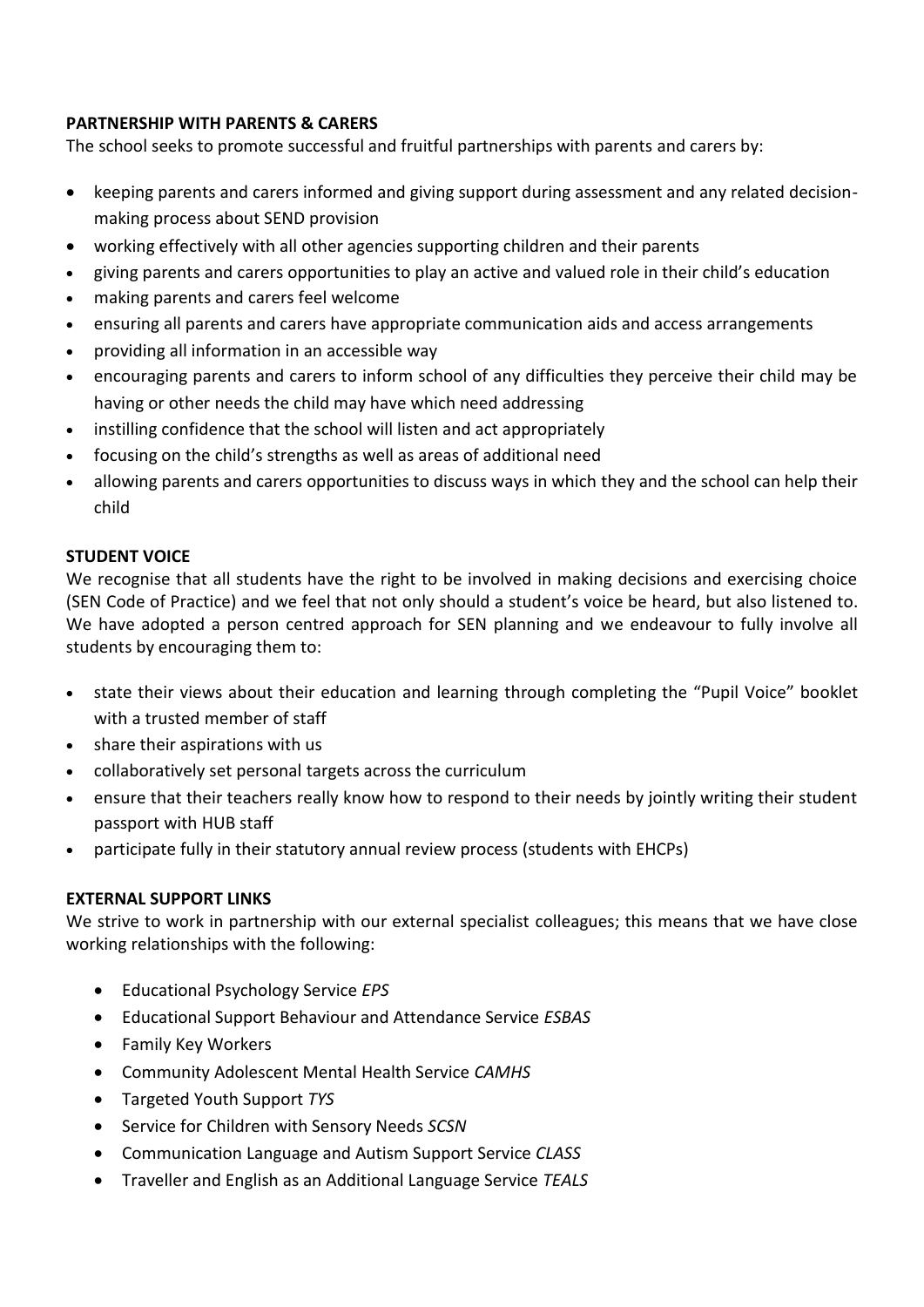**PARTNERSHIP WITH PARENTS & CARERS**

The school seeks to promote successful and fruitful partnerships with parents and carers by:

- keeping parents and carers informed and giving support during assessment and any related decision-making process about SEND provision
- working effectively with all other agencies supporting children and their parents
- giving parents and carers opportunities to play an active and valued role in their child's education
- making parents and carers feel welcome
- ensuring all parents and carers have appropriate communication aids and access arrangements
- providing all information in an accessible way
- encouraging parents and carers to inform school of any difficulties they perceive their child may be having or other needs the child may have which need addressing
- instilling confidence that the school will listen and act appropriately
- focusing on the child's strengths as well as areas of additional need
- allowing parents and carers opportunities to discuss ways in which they and the school can help their child

**STUDENT VOICE**

We recognise that all students have the right to be involved in making decisions and exercising choice (SEN Code of Practice) and we feel that not only should a student's voice be heard, but also listened to. We have adopted a person centred approach for SEN planning and we endeavour to fully involve all students by encouraging them to:

- state their views about their education and learning through completing the "Pupil Voice" booklet with a trusted member of staff
- share their aspirations with us
- collaboratively set personal targets across the curriculum
- ensure that their teachers really know how to respond to their needs by jointly writing their student passport with HUB staff
- participate fully in their statutory annual review process (students with EHCPs)

**EXTERNAL SUPPORT LINKS**

We strive to work in partnership with our external specialist colleagues; this means that we have close working relationships with the following:

- Educational Psychology Service *EPS*
- Educational Support Behaviour and Attendance Service *ESBAS*
- Family Key Workers
- Community Adolescent Mental Health Service *CAMHS*
- Targeted Youth Support *TYS*
- Service for Children with Sensory Needs *SCSN*
- Communication Language and Autism Support Service *CLASS*
- Traveller and English as an Additional Language Service *TEALS*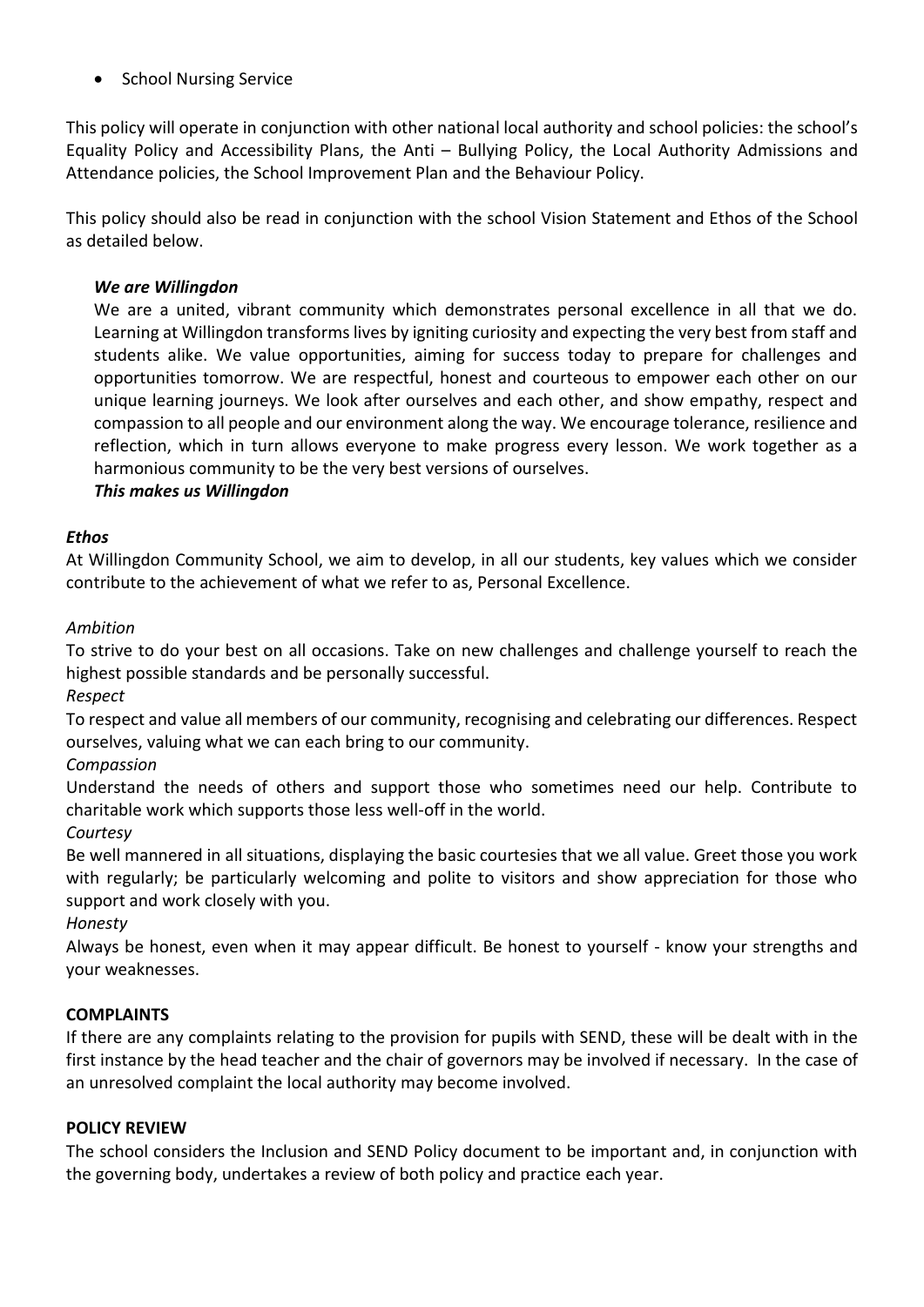- School Nursing Service

This policy will operate in conjunction with other national local authority and school policies: the school's Equality Policy and Accessibility Plans, the Anti – Bullying Policy, the Local Authority Admissions and Attendance policies, the School Improvement Plan and the Behaviour Policy.

This policy should also be read in conjunction with the school Vision Statement and Ethos of the School as detailed below.

> ***We are Willingdon***
>
> We are a united, vibrant community which demonstrates personal excellence in all that we do. Learning at Willingdon transforms lives by igniting curiosity and expecting the very best from staff and students alike. We value opportunities, aiming for success today to prepare for challenges and opportunities tomorrow. We are respectful, honest and courteous to empower each other on our unique learning journeys. We look after ourselves and each other, and show empathy, respect and compassion to all people and our environment along the way. We encourage tolerance, resilience and reflection, which in turn allows everyone to make progress every lesson. We work together as a harmonious community to be the very best versions of ourselves.
>
> ***This makes us Willingdon***

***Ethos***

At Willingdon Community School, we aim to develop, in all our students, key values which we consider contribute to the achievement of what we refer to as, Personal Excellence.

*Ambition*

To strive to do your best on all occasions. Take on new challenges and challenge yourself to reach the highest possible standards and be personally successful.

*Respect*

To respect and value all members of our community, recognising and celebrating our differences. Respect ourselves, valuing what we can each bring to our community.

*Compassion*

Understand the needs of others and support those who sometimes need our help. Contribute to charitable work which supports those less well-off in the world.

*Courtesy*

Be well mannered in all situations, displaying the basic courtesies that we all value. Greet those you work with regularly; be particularly welcoming and polite to visitors and show appreciation for those who support and work closely with you.

*Honesty*

Always be honest, even when it may appear difficult. Be honest to yourself - know your strengths and your weaknesses.

**COMPLAINTS**

If there are any complaints relating to the provision for pupils with SEND, these will be dealt with in the first instance by the head teacher and the chair of governors may be involved if necessary. In the case of an unresolved complaint the local authority may become involved.

**POLICY REVIEW**

The school considers the Inclusion and SEND Policy document to be important and, in conjunction with the governing body, undertakes a review of both policy and practice each year.